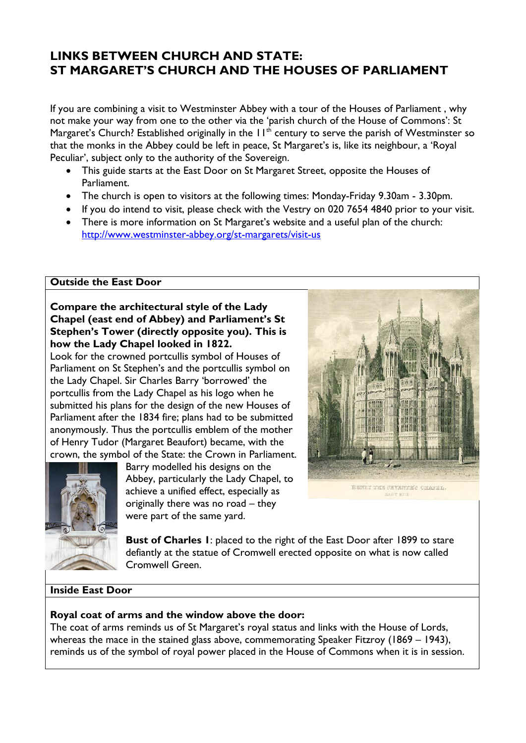# LINKS BETWEEN CHURCH AND STATE: ST MARGARET'S CHURCH AND THE HOUSES OF PARLIAMENT

If you are combining a visit to Westminster Abbey with a tour of the Houses of Parliament , why not make your way from one to the other via the 'parish church of the House of Commons': St Margaret's Church? Established originally in the 11th century to serve the parish of Westminster so that the monks in the Abbey could be left in peace, St Margaret's is, like its neighbour, a 'Royal Peculiar', subject only to the authority of the Sovereign.

- This guide starts at the East Door on St Margaret Street, opposite the Houses of Parliament.
- The church is open to visitors at the following times: Monday-Friday 9.30am - 3.30pm.
- If you do intend to visit, please check with the Vestry on 020 7654 4840 prior to your visit.
- There is more information on St Margaret's website and a useful plan of the church: http://www.westminster-abbey.org/st-margarets/visit-us

## Outside the East Door

**Compare the architectural style of the Lady Chapel (east end of Abbey) and Parliament's St Stephen's Tower (directly opposite you). This is how the Lady Chapel looked in 1822.**

Look for the crowned portcullis symbol of Houses of Parliament on St Stephen's and the portcullis symbol on the Lady Chapel. Sir Charles Barry 'borrowed' the portcullis from the Lady Chapel as his logo when he submitted his plans for the design of the new Houses of Parliament after the 1834 fire; plans had to be submitted anonymously. Thus the portcullis emblem of the mother of Henry Tudor (Margaret Beaufort) became, with the crown, the symbol of the State: the Crown in Parliament.

HENRY THE SEVENTH'S CHAPEL. EAST END.

Barry modelled his designs on the Abbey, particularly the Lady Chapel, to achieve a unified effect, especially as originally there was no road – they were part of the same yard.

**Bust of Charles I**: placed to the right of the East Door after 1899 to stare defiantly at the statue of Cromwell erected opposite on what is now called Cromwell Green.

## Inside East Door

**Royal coat of arms and the window above the door:**

The coat of arms reminds us of St Margaret's royal status and links with the House of Lords, whereas the mace in the stained glass above, commemorating Speaker Fitzroy (1869 – 1943), reminds us of the symbol of royal power placed in the House of Commons when it is in session.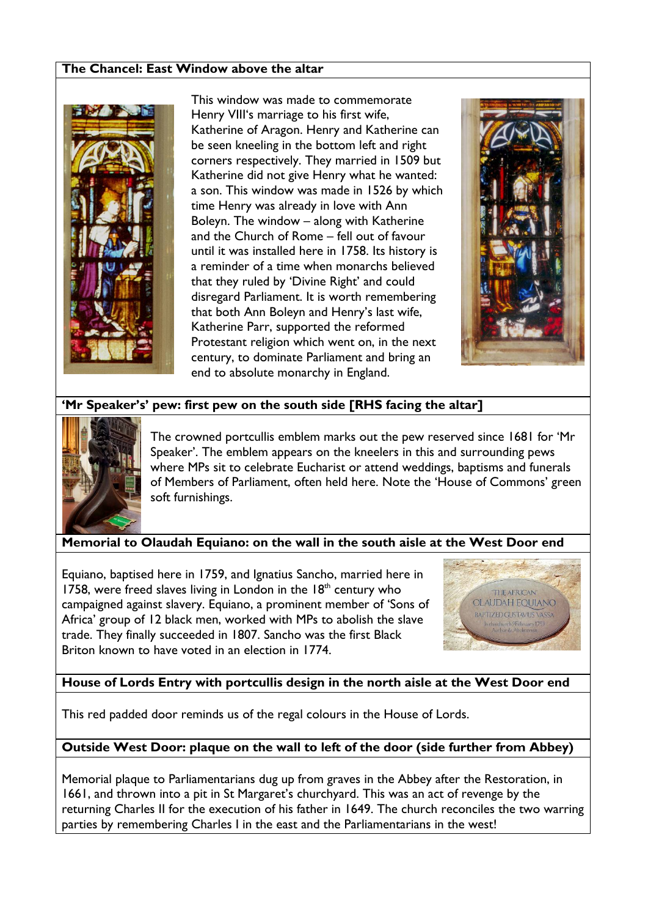**The Chancel: East Window above the altar**

This window was made to commemorate Henry VIII's marriage to his first wife, Katherine of Aragon. Henry and Katherine can be seen kneeling in the bottom left and right corners respectively. They married in 1509 but Katherine did not give Henry what he wanted: a son. This window was made in 1526 by which time Henry was already in love with Ann Boleyn. The window – along with Katherine and the Church of Rome – fell out of favour until it was installed here in 1758. Its history is a reminder of a time when monarchs believed that they ruled by 'Divine Right' and could disregard Parliament. It is worth remembering that both Ann Boleyn and Henry's last wife, Katherine Parr, supported the reformed Protestant religion which went on, in the next century, to dominate Parliament and bring an end to absolute monarchy in England.

**'Mr Speaker's' pew: first pew on the south side [RHS facing the altar]**

The crowned portcullis emblem marks out the pew reserved since 1681 for 'Mr Speaker'. The emblem appears on the kneelers in this and surrounding pews where MPs sit to celebrate Eucharist or attend weddings, baptisms and funerals of Members of Parliament, often held here. Note the 'House of Commons' green soft furnishings.

**Memorial to Olaudah Equiano: on the wall in the south aisle at the West Door end**

Equiano, baptised here in 1759, and Ignatius Sancho, married here in 1758, were freed slaves living in London in the 18th century who campaigned against slavery. Equiano, a prominent member of 'Sons of Africa' group of 12 black men, worked with MPs to abolish the slave trade. They finally succeeded in 1807. Sancho was the first Black Briton known to have voted in an election in 1774.

**House of Lords Entry with portcullis design in the north aisle at the West Door end**

This red padded door reminds us of the regal colours in the House of Lords.

**Outside West Door: plaque on the wall to left of the door (side further from Abbey)**

Memorial plaque to Parliamentarians dug up from graves in the Abbey after the Restoration, in 1661, and thrown into a pit in St Margaret's churchyard. This was an act of revenge by the returning Charles II for the execution of his father in 1649. The church reconciles the two warring parties by remembering Charles I in the east and the Parliamentarians in the west!